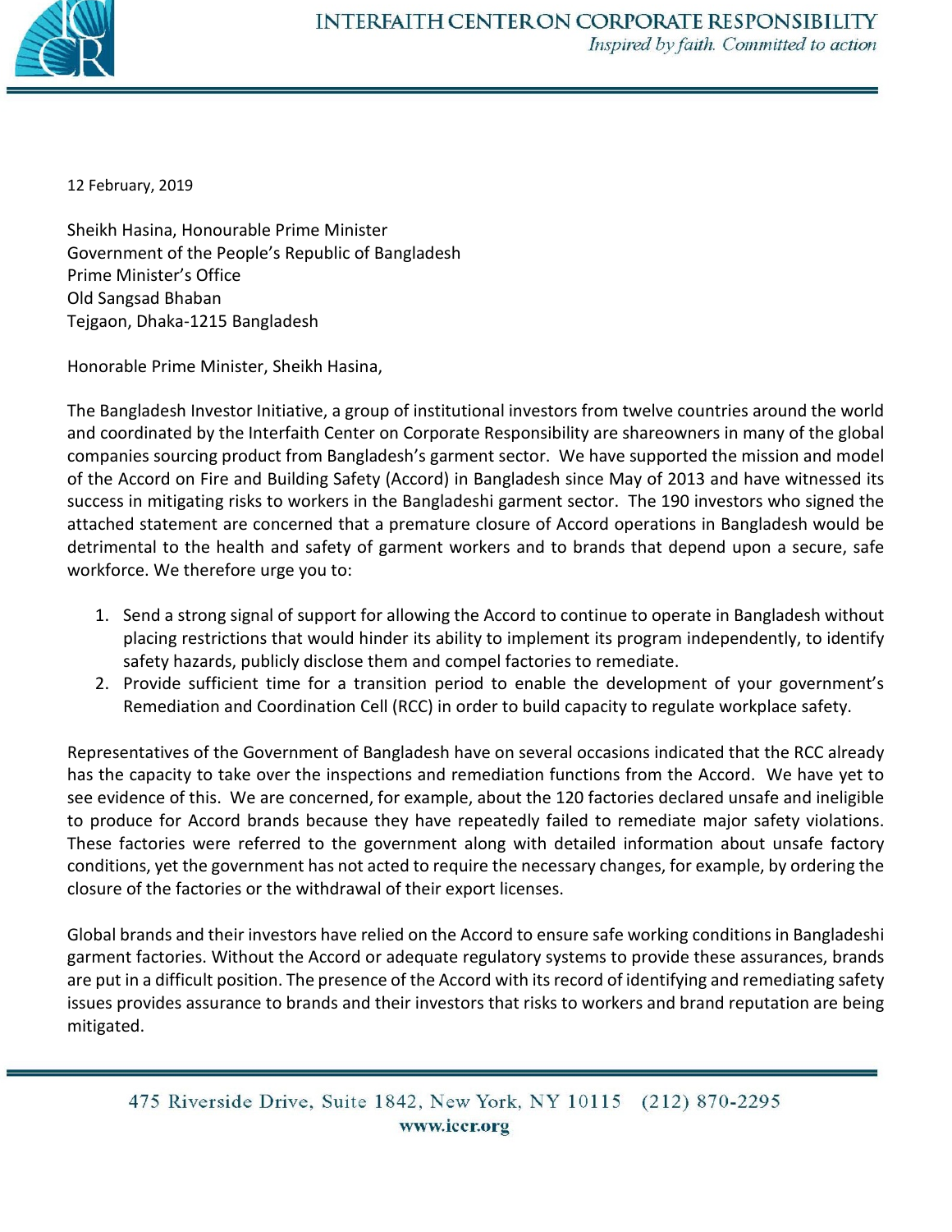12 February, 2019

Sheikh Hasina, Honourable Prime Minister
Government of the People's Republic of Bangladesh
Prime Minister's Office
Old Sangsad Bhaban
Tejgaon, Dhaka-1215 Bangladesh

Honorable Prime Minister, Sheikh Hasina,

The Bangladesh Investor Initiative, a group of institutional investors from twelve countries around the world and coordinated by the Interfaith Center on Corporate Responsibility are shareowners in many of the global companies sourcing product from Bangladesh's garment sector. We have supported the mission and model of the Accord on Fire and Building Safety (Accord) in Bangladesh since May of 2013 and have witnessed its success in mitigating risks to workers in the Bangladeshi garment sector. The 190 investors who signed the attached statement are concerned that a premature closure of Accord operations in Bangladesh would be detrimental to the health and safety of garment workers and to brands that depend upon a secure, safe workforce. We therefore urge you to:

1. Send a strong signal of support for allowing the Accord to continue to operate in Bangladesh without placing restrictions that would hinder its ability to implement its program independently, to identify safety hazards, publicly disclose them and compel factories to remediate.
2. Provide sufficient time for a transition period to enable the development of your government's Remediation and Coordination Cell (RCC) in order to build capacity to regulate workplace safety.

Representatives of the Government of Bangladesh have on several occasions indicated that the RCC already has the capacity to take over the inspections and remediation functions from the Accord. We have yet to see evidence of this. We are concerned, for example, about the 120 factories declared unsafe and ineligible to produce for Accord brands because they have repeatedly failed to remediate major safety violations. These factories were referred to the government along with detailed information about unsafe factory conditions, yet the government has not acted to require the necessary changes, for example, by ordering the closure of the factories or the withdrawal of their export licenses.

Global brands and their investors have relied on the Accord to ensure safe working conditions in Bangladeshi garment factories. Without the Accord or adequate regulatory systems to provide these assurances, brands are put in a difficult position. The presence of the Accord with its record of identifying and remediating safety issues provides assurance to brands and their investors that risks to workers and brand reputation are being mitigated.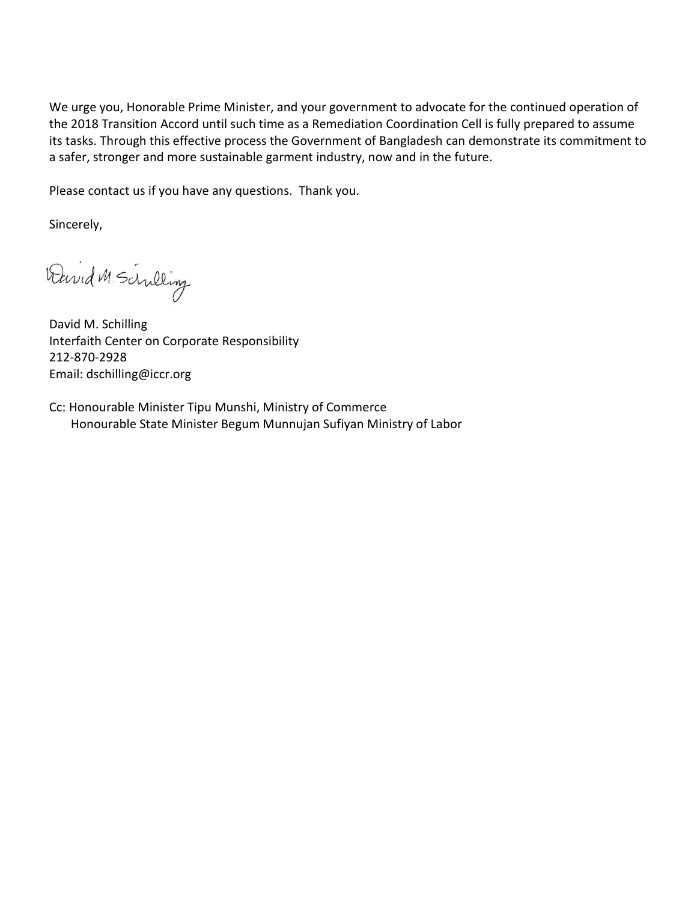We urge you, Honorable Prime Minister, and your government to advocate for the continued operation of the 2018 Transition Accord until such time as a Remediation Coordination Cell is fully prepared to assume its tasks. Through this effective process the Government of Bangladesh can demonstrate its commitment to a safer, stronger and more sustainable garment industry, now and in the future.

Please contact us if you have any questions. Thank you.

Sincerely,

David M. Schilling

David M. Schilling  
Interfaith Center on Corporate Responsibility  
212-870-2928  
Email: dschilling@iccr.org

Cc: Honourable Minister Tipu Munshi, Ministry of Commerce  
Honourable State Minister Begum Munnujan Sufiyan Ministry of Labor